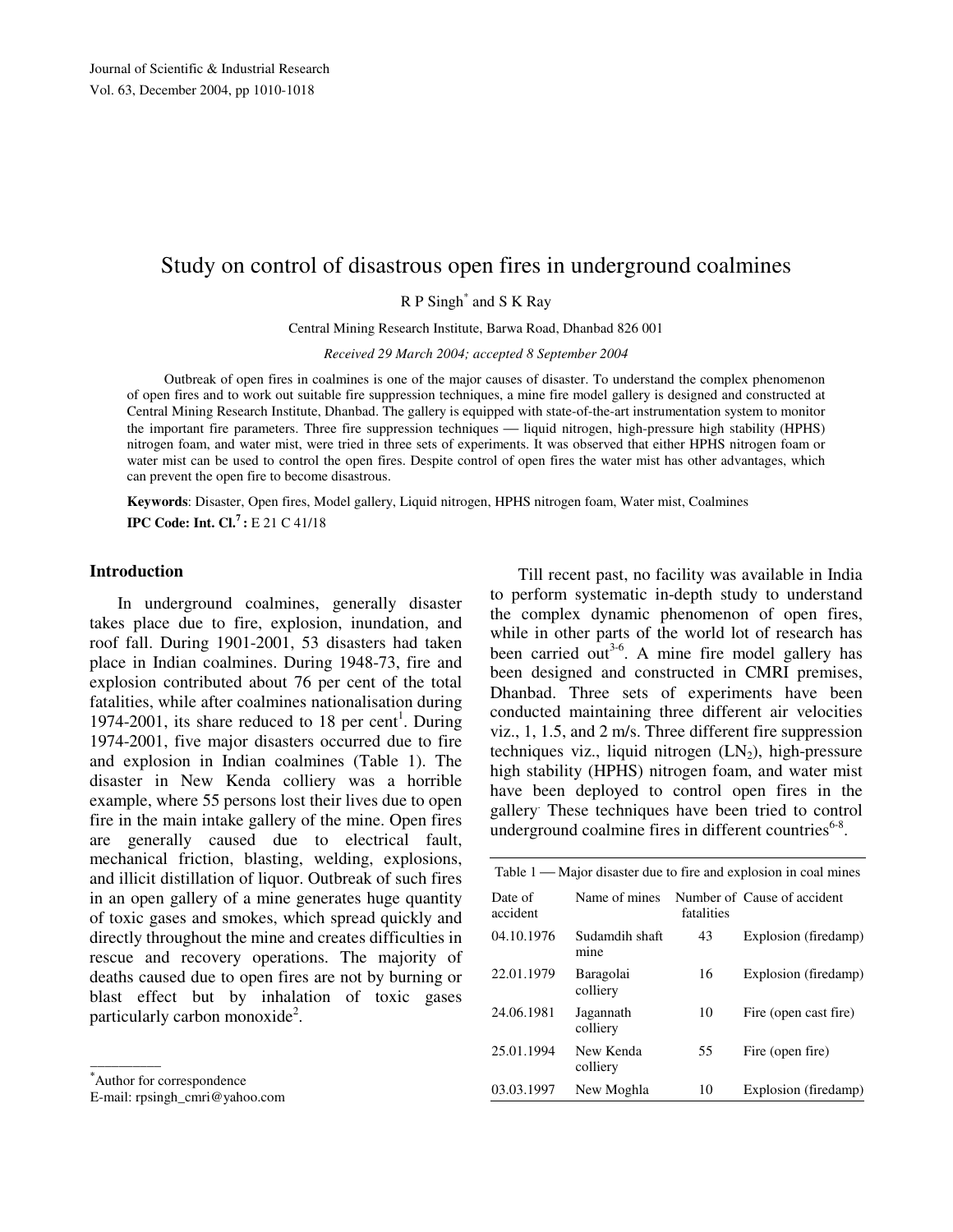# Study on control of disastrous open fires in underground coalmines

R P Singh* and S K Ray

Central Mining Research Institute, Barwa Road, Dhanbad 826 001

*Received 29 March 2004; accepted 8 September 2004*

Outbreak of open fires in coalmines is one of the major causes of disaster. To understand the complex phenomenon of open fires and to work out suitable fire suppression techniques, a mine fire model gallery is designed and constructed at Central Mining Research Institute, Dhanbad. The gallery is equipped with state-of-the-art instrumentation system to monitor the important fire parameters. Three fire suppression techniques — liquid nitrogen, high-pressure high stability (HPHS) nitrogen foam, and water mist, were tried in three sets of experiments. It was observed that either HPHS nitrogen foam or water mist can be used to control the open fires. Despite control of open fires the water mist has other advantages, which can prevent the open fire to become disastrous.

**Keywords**: Disaster, Open fires, Model gallery, Liquid nitrogen, HPHS nitrogen foam, Water mist, Coalmines

**IPC Code: Int. Cl.[7] :** E 21 C 41/18

## Introduction

In underground coalmines, generally disaster takes place due to fire, explosion, inundation, and roof fall. During 1901-2001, 53 disasters had taken place in Indian coalmines. During 1948-73, fire and explosion contributed about 76 per cent of the total fatalities, while after coalmines nationalisation during 1974-2001, its share reduced to 18 per cent[1]. During 1974-2001, five major disasters occurred due to fire and explosion in Indian coalmines (Table 1). The disaster in New Kenda colliery was a horrible example, where 55 persons lost their lives due to open fire in the main intake gallery of the mine. Open fires are generally caused due to electrical fault, mechanical friction, blasting, welding, explosions, and illicit distillation of liquor. Outbreak of such fires in an open gallery of a mine generates huge quantity of toxic gases and smokes, which spread quickly and directly throughout the mine and creates difficulties in rescue and recovery operations. The majority of deaths caused due to open fires are not by burning or blast effect but by inhalation of toxic gases particularly carbon monoxide[2].

Till recent past, no facility was available in India to perform systematic in-depth study to understand the complex dynamic phenomenon of open fires, while in other parts of the world lot of research has been carried out[3-6]. A mine fire model gallery has been designed and constructed in CMRI premises, Dhanbad. Three sets of experiments have been conducted maintaining three different air velocities viz., 1, 1.5, and 2 m/s. Three different fire suppression techniques viz., liquid nitrogen ($LN_2$), high-pressure high stability (HPHS) nitrogen foam, and water mist have been deployed to control open fires in the gallery. These techniques have been tried to control underground coalmine fires in different countries[6-8].

Table 1 — Major disaster due to fire and explosion in coal mines

| Date of accident | Name of mines | Number of fatalities | Cause of accident |
|---|---|---|---|
| 04.10.1976 | Sudamdih shaft mine | 43 | Explosion (firedamp) |
| 22.01.1979 | Baragolai colliery | 16 | Explosion (firedamp) |
| 24.06.1981 | Jagannath colliery | 10 | Fire (open cast fire) |
| 25.01.1994 | New Kenda colliery | 55 | Fire (open fire) |
| 03.03.1997 | New Moghla | 10 | Explosion (firedamp) |

*Author for correspondence
E-mail: rpsingh_cmri@yahoo.com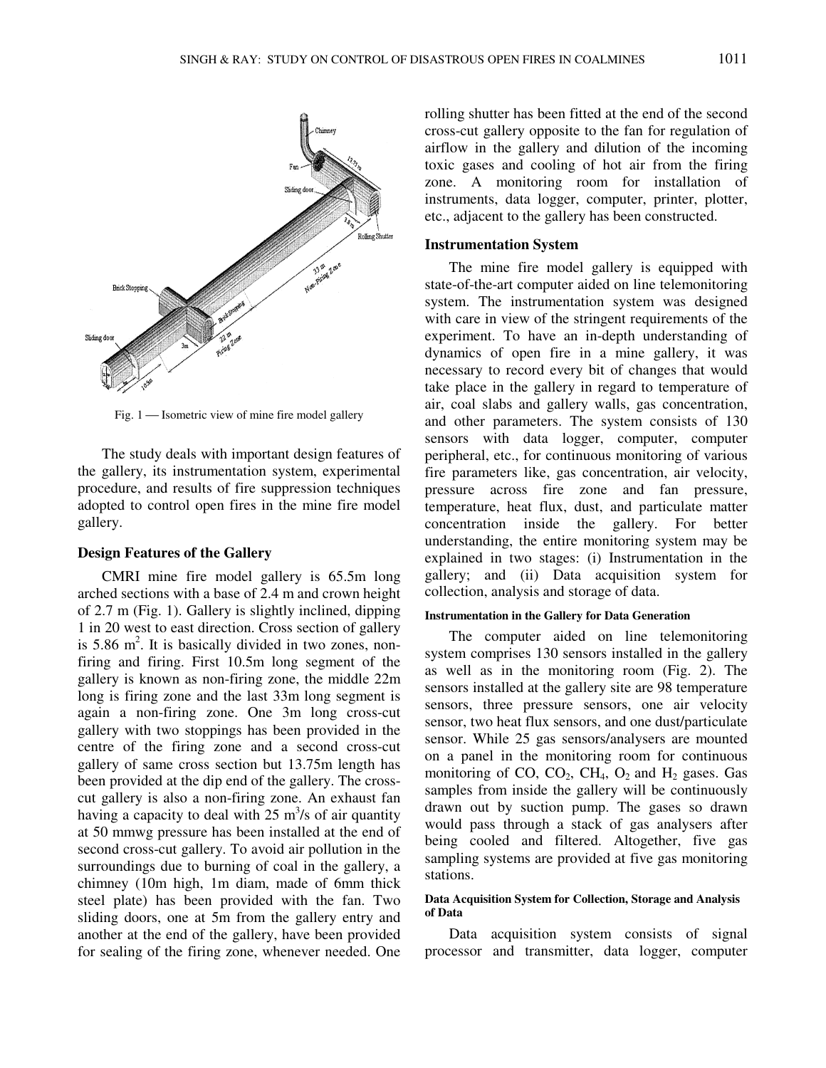Fig. 1 — Isometric view of mine fire model gallery

The study deals with important design features of the gallery, its instrumentation system, experimental procedure, and results of fire suppression techniques adopted to control open fires in the mine fire model gallery.

### Design Features of the Gallery

CMRI mine fire model gallery is 65.5m long arched sections with a base of 2.4 m and crown height of 2.7 m (Fig. 1). Gallery is slightly inclined, dipping 1 in 20 west to east direction. Cross section of gallery is 5.86 $m^2$. It is basically divided in two zones, non-firing and firing. First 10.5m long segment of the gallery is known as non-firing zone, the middle 22m long is firing zone and the last 33m long segment is again a non-firing zone. One 3m long cross-cut gallery with two stoppings has been provided in the centre of the firing zone and a second cross-cut gallery of same cross section but 13.75m length has been provided at the dip end of the gallery. The cross-cut gallery is also a non-firing zone. An exhaust fan having a capacity to deal with 25 $m^3/s$ of air quantity at 50 mmwg pressure has been installed at the end of second cross-cut gallery. To avoid air pollution in the surroundings due to burning of coal in the gallery, a chimney (10m high, 1m diam, made of 6mm thick steel plate) has been provided with the fan. Two sliding doors, one at 5m from the gallery entry and another at the end of the gallery, have been provided for sealing of the firing zone, whenever needed. One rolling shutter has been fitted at the end of the second cross-cut gallery opposite to the fan for regulation of airflow in the gallery and dilution of the incoming toxic gases and cooling of hot air from the firing zone. A monitoring room for installation of instruments, data logger, computer, printer, plotter, etc., adjacent to the gallery has been constructed.

### Instrumentation System

The mine fire model gallery is equipped with state-of-the-art computer aided on line telemonitoring system. The instrumentation system was designed with care in view of the stringent requirements of the experiment. To have an in-depth understanding of dynamics of open fire in a mine gallery, it was necessary to record every bit of changes that would take place in the gallery in regard to temperature of air, coal slabs and gallery walls, gas concentration, and other parameters. The system consists of 130 sensors with data logger, computer, computer peripheral, etc., for continuous monitoring of various fire parameters like, gas concentration, air velocity, pressure across fire zone and fan pressure, temperature, heat flux, dust, and particulate matter concentration inside the gallery. For better understanding, the entire monitoring system may be explained in two stages: (i) Instrumentation in the gallery; and (ii) Data acquisition system for collection, analysis and storage of data.

#### Instrumentation in the Gallery for Data Generation

The computer aided on line telemonitoring system comprises 130 sensors installed in the gallery as well as in the monitoring room (Fig. 2). The sensors installed at the gallery site are 98 temperature sensors, three pressure sensors, one air velocity sensor, two heat flux sensors, and one dust/particulate sensor. While 25 gas sensors/analysers are mounted on a panel in the monitoring room for continuous monitoring of CO, $CO_2$, $CH_4$, $O_2$ and $H_2$ gases. Gas samples from inside the gallery will be continuously drawn out by suction pump. The gases so drawn would pass through a stack of gas analysers after being cooled and filtered. Altogether, five gas sampling systems are provided at five gas monitoring stations.

#### Data Acquisition System for Collection, Storage and Analysis of Data

Data acquisition system consists of signal processor and transmitter, data logger, computer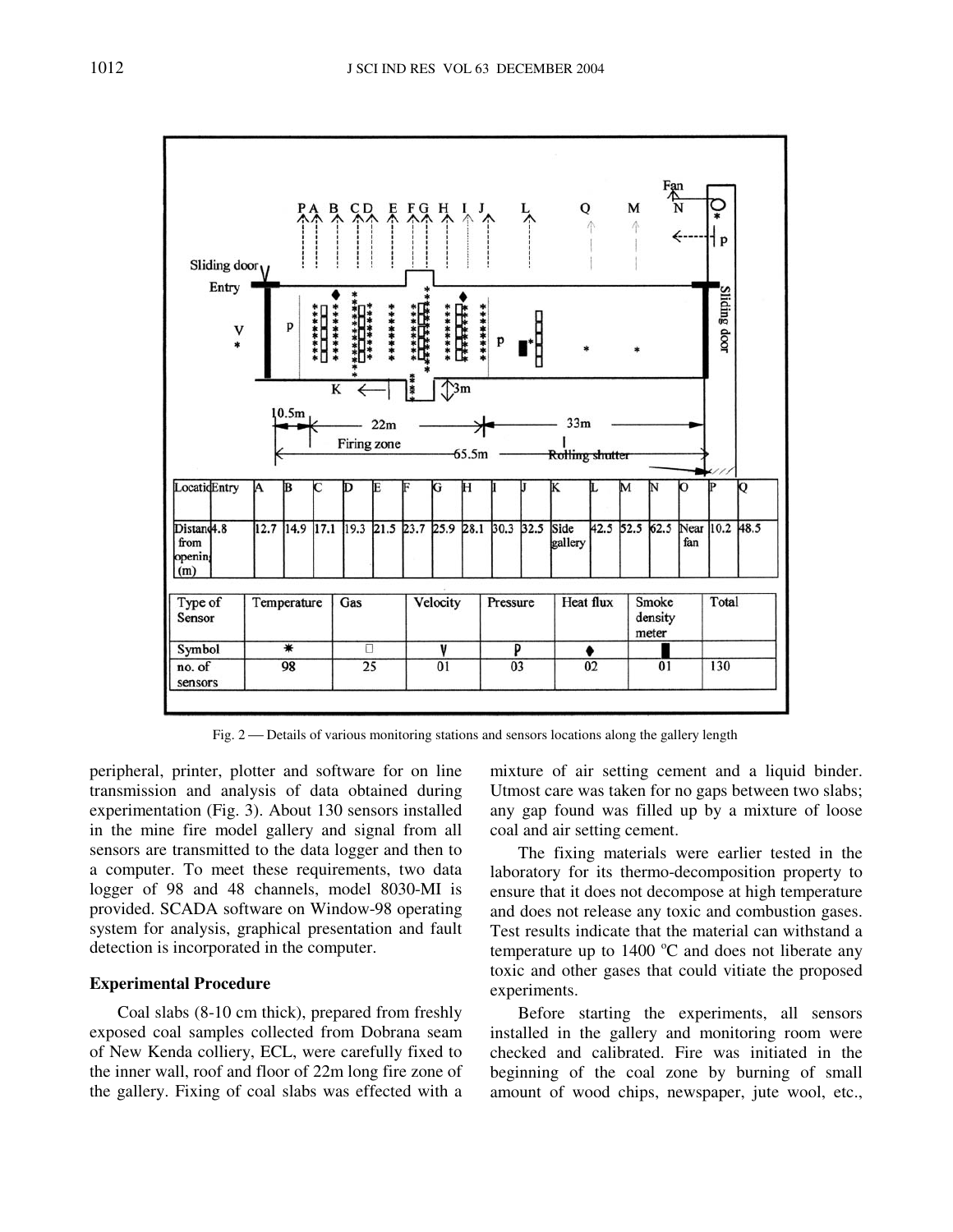| Location | Entry | A | B | C | D | E | F | G | H | I | J | K | L | M | N | O | P | Q |
|---|---|---|---|---|---|---|---|---|---|---|---|---|---|---|---|---|---|---|
| Distance from opening (m) | 4.8 | 12.7 | 14.9 | 17.1 | 19.3 | 21.5 | 23.7 | 25.9 | 28.1 | 30.3 | 32.5 | Side gallery | 42.5 | 52.5 | 62.5 | Near fan | 10.2 | 48.5 |

| Type of Sensor | Temperature | Gas | Velocity | Pressure | Heat flux | Smoke density meter | Total |
|---|---|---|---|---|---|---|---|
| Symbol | * | □ | V | P | ♦ | ■ | |
| no. of sensors | 98 | 25 | 01 | 03 | 02 | 01 | 130 |

Fig. 2 — Details of various monitoring stations and sensors locations along the gallery length

peripheral, printer, plotter and software for on line transmission and analysis of data obtained during experimentation (Fig. 3). About 130 sensors installed in the mine fire model gallery and signal from all sensors are transmitted to the data logger and then to a computer. To meet these requirements, two data logger of 98 and 48 channels, model 8030-MI is provided. SCADA software on Window-98 operating system for analysis, graphical presentation and fault detection is incorporated in the computer.

### Experimental Procedure

Coal slabs (8-10 cm thick), prepared from freshly exposed coal samples collected from Dobrana seam of New Kenda colliery, ECL, were carefully fixed to the inner wall, roof and floor of 22m long fire zone of the gallery. Fixing of coal slabs was effected with a mixture of air setting cement and a liquid binder. Utmost care was taken for no gaps between two slabs; any gap found was filled up by a mixture of loose coal and air setting cement.

The fixing materials were earlier tested in the laboratory for its thermo-decomposition property to ensure that it does not decompose at high temperature and does not release any toxic and combustion gases. Test results indicate that the material can withstand a temperature up to 1400 °C and does not liberate any toxic and other gases that could vitiate the proposed experiments.

Before starting the experiments, all sensors installed in the gallery and monitoring room were checked and calibrated. Fire was initiated in the beginning of the coal zone by burning of small amount of wood chips, newspaper, jute wool, etc.,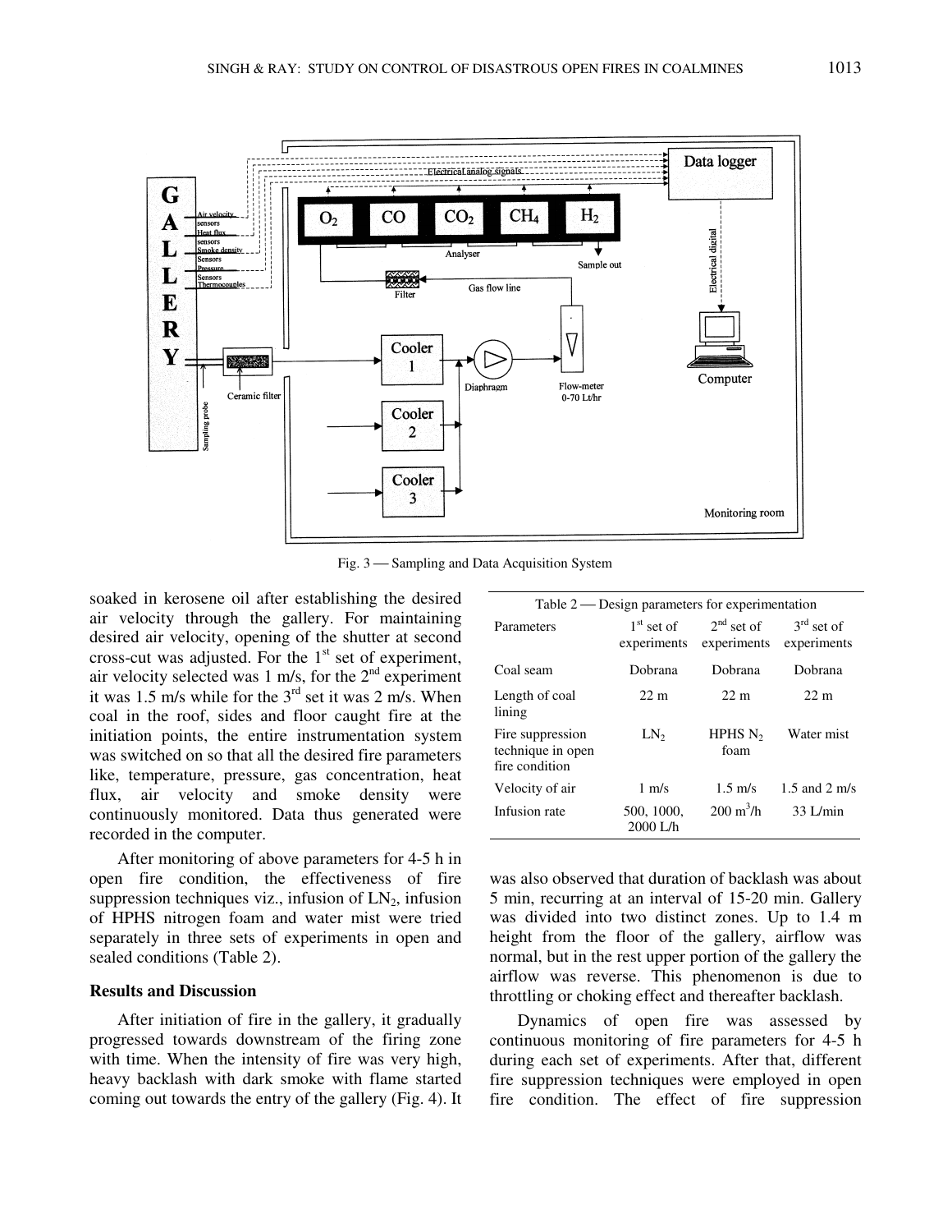Fig. 3 — Sampling and Data Acquisition System

soaked in kerosene oil after establishing the desired air velocity through the gallery. For maintaining desired air velocity, opening of the shutter at second cross-cut was adjusted. For the 1st set of experiment, air velocity selected was 1 m/s, for the 2nd experiment it was 1.5 m/s while for the 3rd set it was 2 m/s. When coal in the roof, sides and floor caught fire at the initiation points, the entire instrumentation system was switched on so that all the desired fire parameters like, temperature, pressure, gas concentration, heat flux, air velocity and smoke density were continuously monitored. Data thus generated were recorded in the computer.

After monitoring of above parameters for 4-5 h in open fire condition, the effectiveness of fire suppression techniques viz., infusion of $LN_2$, infusion of HPHS nitrogen foam and water mist were tried separately in three sets of experiments in open and sealed conditions (Table 2).

Table 2 — Design parameters for experimentation

| Parameters | 1st set of experiments | 2nd set of experiments | 3rd set of experiments |
|---|---|---|---|
| Coal seam | Dobrana | Dobrana | Dobrana |
| Length of coal lining | 22 m | 22 m | 22 m |
| Fire suppression technique in open fire condition | $LN_2$ | HPHS $N_2$ foam | Water mist |
| Velocity of air | 1 m/s | 1.5 m/s | 1.5 and 2 m/s |
| Infusion rate | 500, 1000, 2000 L/h | 200 $m^3$/h | 33 L/min |

## Results and Discussion

After initiation of fire in the gallery, it gradually progressed towards downstream of the firing zone with time. When the intensity of fire was very high, heavy backlash with dark smoke with flame started coming out towards the entry of the gallery (Fig. 4). It was also observed that duration of backlash was about 5 min, recurring at an interval of 15-20 min. Gallery was divided into two distinct zones. Up to 1.4 m height from the floor of the gallery, airflow was normal, but in the rest upper portion of the gallery the airflow was reverse. This phenomenon is due to throttling or choking effect and thereafter backlash.

Dynamics of open fire was assessed by continuous monitoring of fire parameters for 4-5 h during each set of experiments. After that, different fire suppression techniques were employed in open fire condition. The effect of fire suppression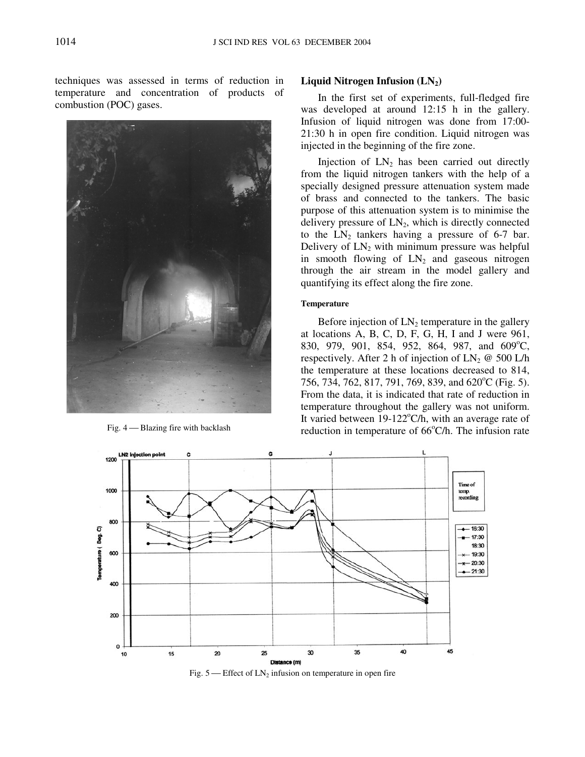techniques was assessed in terms of reduction in temperature and concentration of products of combustion (POC) gases.

Fig. 4 — Blazing fire with backlash

### Liquid Nitrogen Infusion ($LN_2$)

In the first set of experiments, full-fledged fire was developed at around 12:15 h in the gallery. Infusion of liquid nitrogen was done from 17:00-21:30 h in open fire condition. Liquid nitrogen was injected in the beginning of the fire zone.

Injection of $LN_2$ has been carried out directly from the liquid nitrogen tankers with the help of a specially designed pressure attenuation system made of brass and connected to the tankers. The basic purpose of this attenuation system is to minimise the delivery pressure of $LN_2$, which is directly connected to the $LN_2$ tankers having a pressure of 6-7 bar. Delivery of $LN_2$ with minimum pressure was helpful in smooth flowing of $LN_2$ and gaseous nitrogen through the air stream in the model gallery and quantifying its effect along the fire zone.

#### Temperature

Before injection of $LN_2$ temperature in the gallery at locations A, B, C, D, F, G, H, I and J were 961, 830, 979, 901, 854, 952, 864, 987, and 609°C, respectively. After 2 h of injection of $LN_2$ @ 500 L/h the temperature at these locations decreased to 814, 756, 734, 762, 817, 791, 769, 839, and 620°C (Fig. 5). From the data, it is indicated that rate of reduction in temperature throughout the gallery was not uniform. It varied between 19-122°C/h, with an average rate of reduction in temperature of 66°C/h. The infusion rate

Fig. 5 — Effect of $LN_2$ infusion on temperature in open fire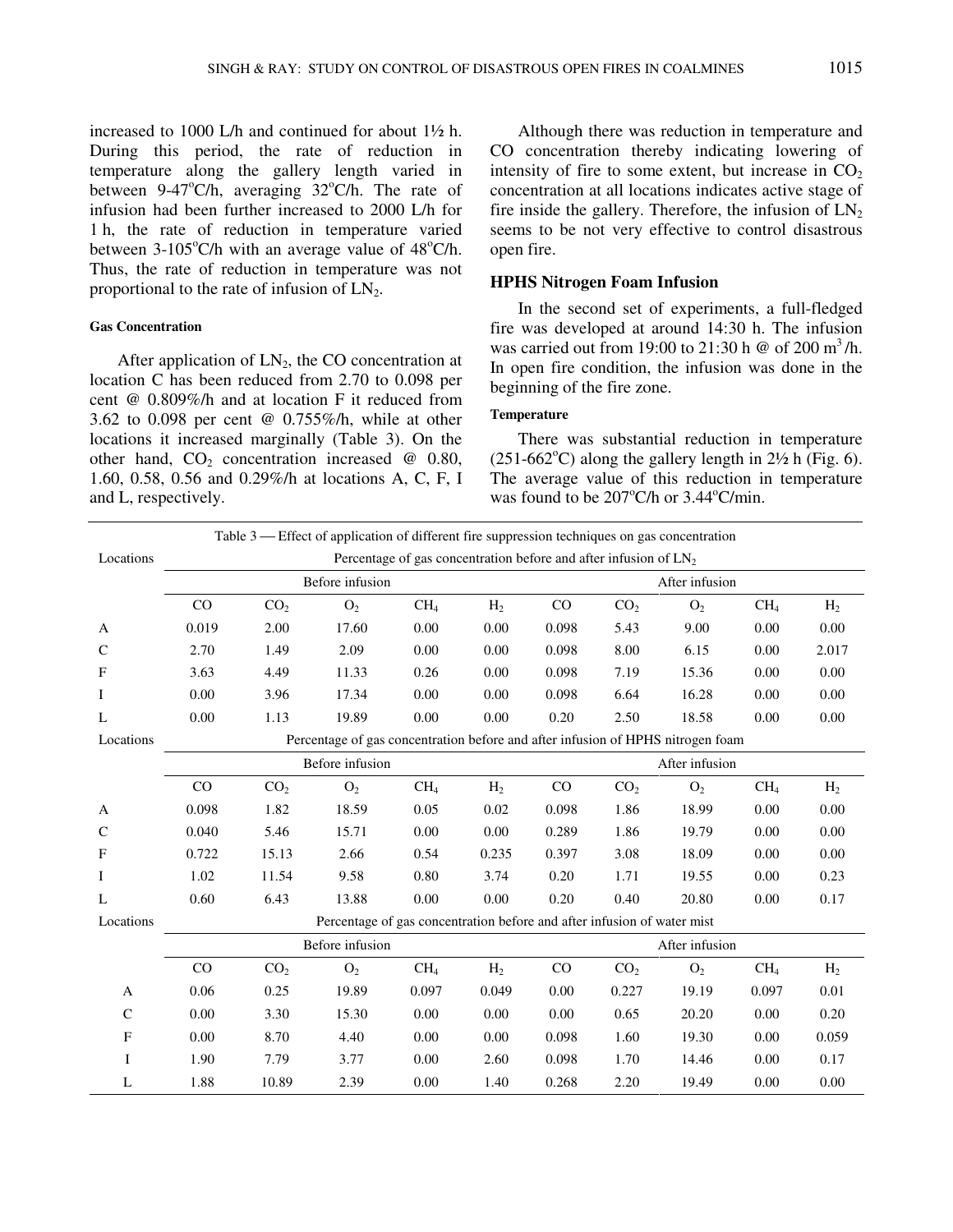increased to 1000 L/h and continued for about 1½ h. During this period, the rate of reduction in temperature along the gallery length varied in between 9-47°C/h, averaging 32°C/h. The rate of infusion had been further increased to 2000 L/h for 1 h, the rate of reduction in temperature varied between 3-105°C/h with an average value of 48°C/h. Thus, the rate of reduction in temperature was not proportional to the rate of infusion of $LN_2$.

#### Gas Concentration

After application of $LN_2$, the CO concentration at location C has been reduced from 2.70 to 0.098 per cent @ 0.809%/h and at location F it reduced from 3.62 to 0.098 per cent @ 0.755%/h, while at other locations it increased marginally (Table 3). On the other hand, $CO_2$ concentration increased @ 0.80, 1.60, 0.58, 0.56 and 0.29%/h at locations A, C, F, I and L, respectively.

Although there was reduction in temperature and CO concentration thereby indicating lowering of intensity of fire to some extent, but increase in $CO_2$ concentration at all locations indicates active stage of fire inside the gallery. Therefore, the infusion of $LN_2$ seems to be not very effective to control disastrous open fire.

### HPHS Nitrogen Foam Infusion

In the second set of experiments, a full-fledged fire was developed at around 14:30 h. The infusion was carried out from 19:00 to 21:30 h @ of 200 $m^3$/h. In open fire condition, the infusion was done in the beginning of the fire zone.

#### Temperature

There was substantial reduction in temperature (251-662°C) along the gallery length in 2½ h (Fig. 6). The average value of this reduction in temperature was found to be 207°C/h or 3.44°C/min.

Table 3 — Effect of application of different fire suppression techniques on gas concentration

| Locations | Percentage of gas concentration before and after infusion of $LN_2$ | | | | | | | | | |
|---|---|---|---|---|---|---|---|---|---|---|
| | Before infusion | | | | | After infusion | | | | |
| | CO | $CO_2$ | $O_2$ | $CH_4$ | $H_2$ | CO | $CO_2$ | $O_2$ | $CH_4$ | $H_2$ |
| A | 0.019 | 2.00 | 17.60 | 0.00 | 0.00 | 0.098 | 5.43 | 9.00 | 0.00 | 0.00 |
| C | 2.70 | 1.49 | 2.09 | 0.00 | 0.00 | 0.098 | 8.00 | 6.15 | 0.00 | 2.017 |
| F | 3.63 | 4.49 | 11.33 | 0.26 | 0.00 | 0.098 | 7.19 | 15.36 | 0.00 | 0.00 |
| I | 0.00 | 3.96 | 17.34 | 0.00 | 0.00 | 0.098 | 6.64 | 16.28 | 0.00 | 0.00 |
| L | 0.00 | 1.13 | 19.89 | 0.00 | 0.00 | 0.20 | 2.50 | 18.58 | 0.00 | 0.00 |
| Locations | Percentage of gas concentration before and after infusion of HPHS nitrogen foam | | | | | | | | | |
| | Before infusion | | | | | After infusion | | | | |
| | CO | $CO_2$ | $O_2$ | $CH_4$ | $H_2$ | CO | $CO_2$ | $O_2$ | $CH_4$ | $H_2$ |
| A | 0.098 | 1.82 | 18.59 | 0.05 | 0.02 | 0.098 | 1.86 | 18.99 | 0.00 | 0.00 |
| C | 0.040 | 5.46 | 15.71 | 0.00 | 0.00 | 0.289 | 1.86 | 19.79 | 0.00 | 0.00 |
| F | 0.722 | 15.13 | 2.66 | 0.54 | 0.235 | 0.397 | 3.08 | 18.09 | 0.00 | 0.00 |
| I | 1.02 | 11.54 | 9.58 | 0.80 | 3.74 | 0.20 | 1.71 | 19.55 | 0.00 | 0.23 |
| L | 0.60 | 6.43 | 13.88 | 0.00 | 0.00 | 0.20 | 0.40 | 20.80 | 0.00 | 0.17 |
| Locations | Percentage of gas concentration before and after infusion of water mist | | | | | | | | | |
| | Before infusion | | | | | After infusion | | | | |
| | CO | $CO_2$ | $O_2$ | $CH_4$ | $H_2$ | CO | $CO_2$ | $O_2$ | $CH_4$ | $H_2$ |
| A | 0.06 | 0.25 | 19.89 | 0.097 | 0.049 | 0.00 | 0.227 | 19.19 | 0.097 | 0.01 |
| C | 0.00 | 3.30 | 15.30 | 0.00 | 0.00 | 0.00 | 0.65 | 20.20 | 0.00 | 0.20 |
| F | 0.00 | 8.70 | 4.40 | 0.00 | 0.00 | 0.098 | 1.60 | 19.30 | 0.00 | 0.059 |
| I | 1.90 | 7.79 | 3.77 | 0.00 | 2.60 | 0.098 | 1.70 | 14.46 | 0.00 | 0.17 |
| L | 1.88 | 10.89 | 2.39 | 0.00 | 1.40 | 0.268 | 2.20 | 19.49 | 0.00 | 0.00 |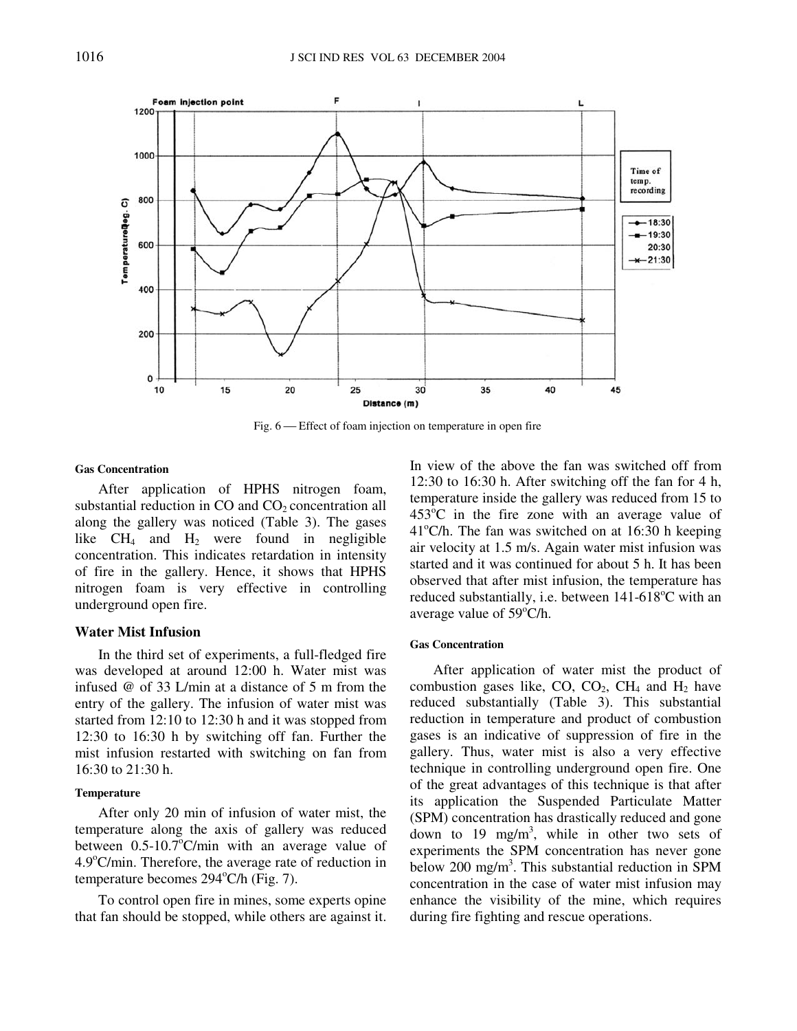Fig. 6 — Effect of foam injection on temperature in open fire

#### Gas Concentration

After application of HPHS nitrogen foam, substantial reduction in CO and $CO_2$ concentration all along the gallery was noticed (Table 3). The gases like $CH_4$ and $H_2$ were found in negligible concentration. This indicates retardation in intensity of fire in the gallery. Hence, it shows that HPHS nitrogen foam is very effective in controlling underground open fire.

### Water Mist Infusion

In the third set of experiments, a full-fledged fire was developed at around 12:00 h. Water mist was infused @ of 33 L/min at a distance of 5 m from the entry of the gallery. The infusion of water mist was started from 12:10 to 12:30 h and it was stopped from 12:30 to 16:30 h by switching off fan. Further the mist infusion restarted with switching on fan from 16:30 to 21:30 h.

#### Temperature

After only 20 min of infusion of water mist, the temperature along the axis of gallery was reduced between 0.5-10.7°C/min with an average value of 4.9°C/min. Therefore, the average rate of reduction in temperature becomes 294°C/h (Fig. 7).

To control open fire in mines, some experts opine that fan should be stopped, while others are against it. In view of the above the fan was switched off from 12:30 to 16:30 h. After switching off the fan for 4 h, temperature inside the gallery was reduced from 15 to 453°C in the fire zone with an average value of 41°C/h. The fan was switched on at 16:30 h keeping air velocity at 1.5 m/s. Again water mist infusion was started and it was continued for about 5 h. It has been observed that after mist infusion, the temperature has reduced substantially, i.e. between 141-618°C with an average value of 59°C/h.

#### Gas Concentration

After application of water mist the product of combustion gases like, CO, $CO_2$, $CH_4$ and $H_2$ have reduced substantially (Table 3). This substantial reduction in temperature and product of combustion gases is an indicative of suppression of fire in the gallery. Thus, water mist is also a very effective technique in controlling underground open fire. One of the great advantages of this technique is that after its application the Suspended Particulate Matter (SPM) concentration has drastically reduced and gone down to 19 mg/m$^3$, while in other two sets of experiments the SPM concentration has never gone below 200 mg/m$^3$. This substantial reduction in SPM concentration in the case of water mist infusion may enhance the visibility of the mine, which requires during fire fighting and rescue operations.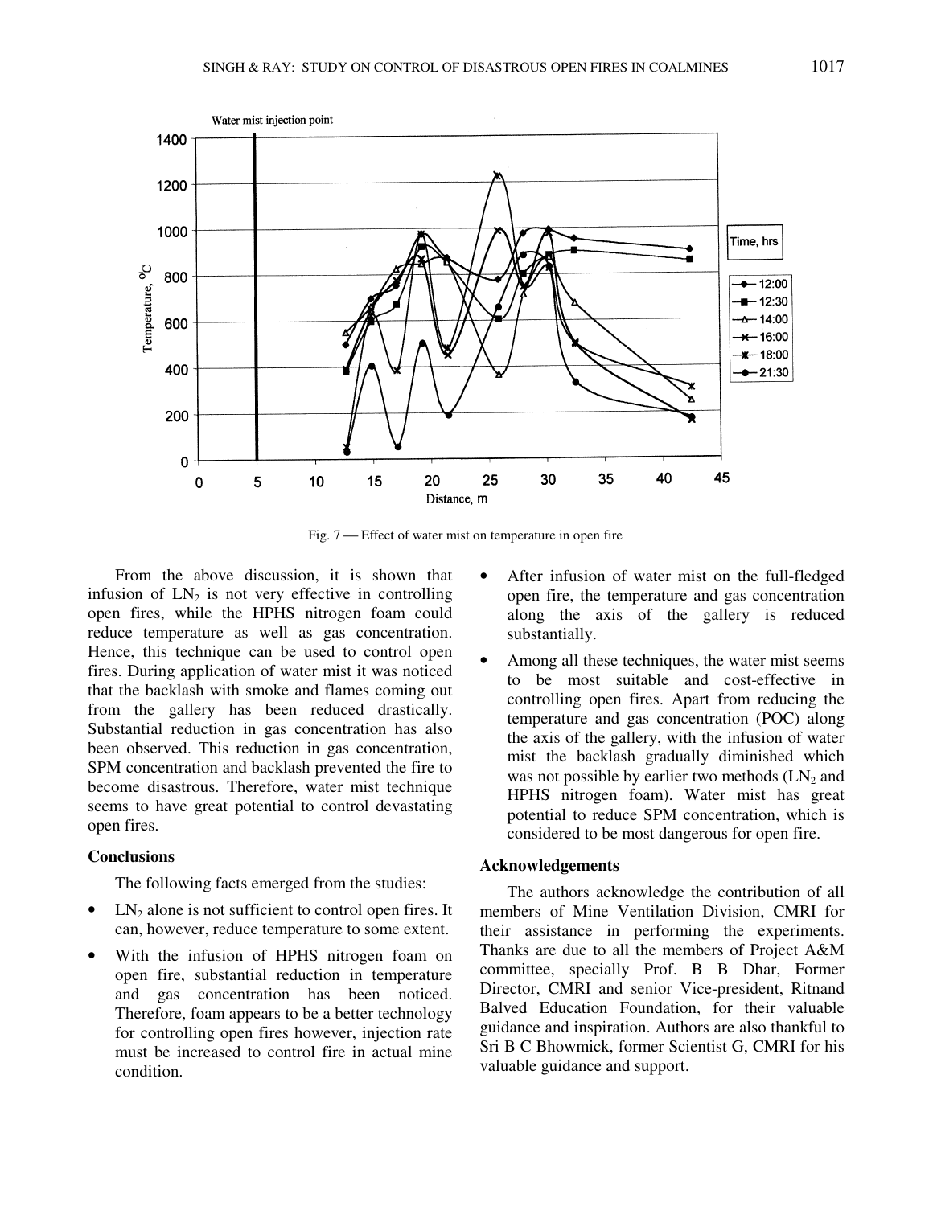Fig. 7 — Effect of water mist on temperature in open fire

From the above discussion, it is shown that infusion of $LN_2$ is not very effective in controlling open fires, while the HPHS nitrogen foam could reduce temperature as well as gas concentration. Hence, this technique can be used to control open fires. During application of water mist it was noticed that the backlash with smoke and flames coming out from the gallery has been reduced drastically. Substantial reduction in gas concentration has also been observed. This reduction in gas concentration, SPM concentration and backlash prevented the fire to become disastrous. Therefore, water mist technique seems to have great potential to control devastating open fires.

## Conclusions

The following facts emerged from the studies:

- $LN_2$ alone is not sufficient to control open fires. It can, however, reduce temperature to some extent.
- With the infusion of HPHS nitrogen foam on open fire, substantial reduction in temperature and gas concentration has been noticed. Therefore, foam appears to be a better technology for controlling open fires however, injection rate must be increased to control fire in actual mine condition.
- After infusion of water mist on the full-fledged open fire, the temperature and gas concentration along the axis of the gallery is reduced substantially.
- Among all these techniques, the water mist seems to be most suitable and cost-effective in controlling open fires. Apart from reducing the temperature and gas concentration (POC) along the axis of the gallery, with the infusion of water mist the backlash gradually diminished which was not possible by earlier two methods ($LN_2$ and HPHS nitrogen foam). Water mist has great potential to reduce SPM concentration, which is considered to be most dangerous for open fire.

## Acknowledgements

The authors acknowledge the contribution of all members of Mine Ventilation Division, CMRI for their assistance in performing the experiments. Thanks are due to all the members of Project A&M committee, specially Prof. B B Dhar, Former Director, CMRI and senior Vice-president, Ritnand Balved Education Foundation, for their valuable guidance and inspiration. Authors are also thankful to Sri B C Bhowmick, former Scientist G, CMRI for his valuable guidance and support.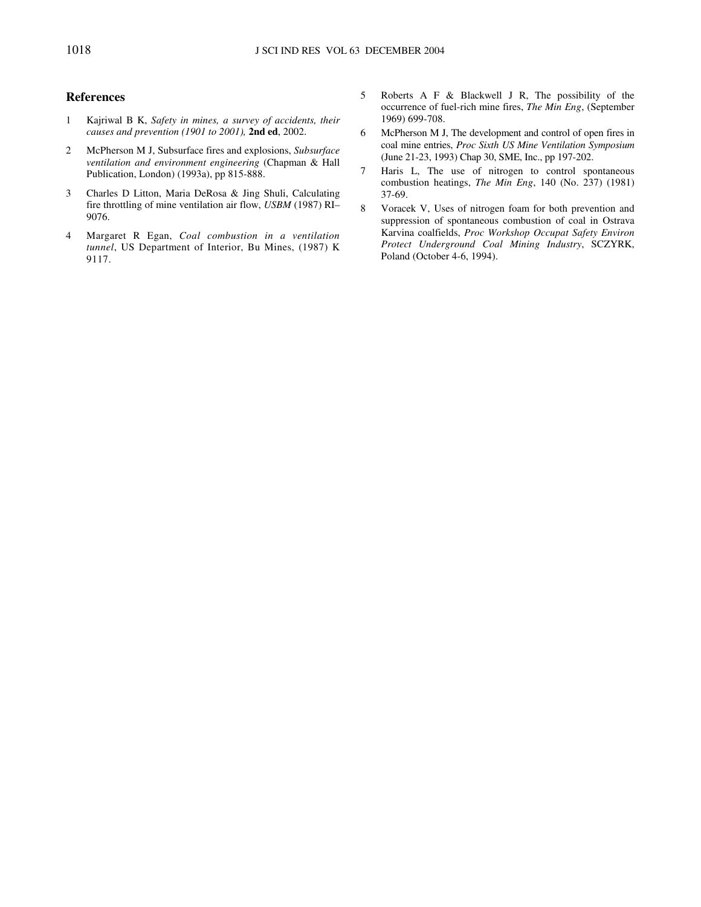## References

1 Kajriwal B K, *Safety in mines, a survey of accidents, their causes and prevention (1901 to 2001),* **2nd ed**, 2002.

2 McPherson M J, Subsurface fires and explosions, *Subsurface ventilation and environment engineering* (Chapman & Hall Publication, London) (1993a), pp 815-888.

3 Charles D Litton, Maria DeRosa & Jing Shuli, Calculating fire throttling of mine ventilation air flow, *USBM* (1987) RI–9076.

4 Margaret R Egan, *Coal combustion in a ventilation tunnel*, US Department of Interior, Bu Mines, (1987) K 9117.

5 Roberts A F & Blackwell J R, The possibility of the occurrence of fuel-rich mine fires, *The Min Eng*, (September 1969) 699-708.

6 McPherson M J, The development and control of open fires in coal mine entries, *Proc Sixth US Mine Ventilation Symposium* (June 21-23, 1993) Chap 30, SME, Inc., pp 197-202.

7 Haris L, The use of nitrogen to control spontaneous combustion heatings, *The Min Eng*, 140 (No. 237) (1981) 37-69.

8 Voracek V, Uses of nitrogen foam for both prevention and suppression of spontaneous combustion of coal in Ostrava Karvina coalfields, *Proc Workshop Occupat Safety Environ Protect Underground Coal Mining Industry*, SCZYRK, Poland (October 4-6, 1994).